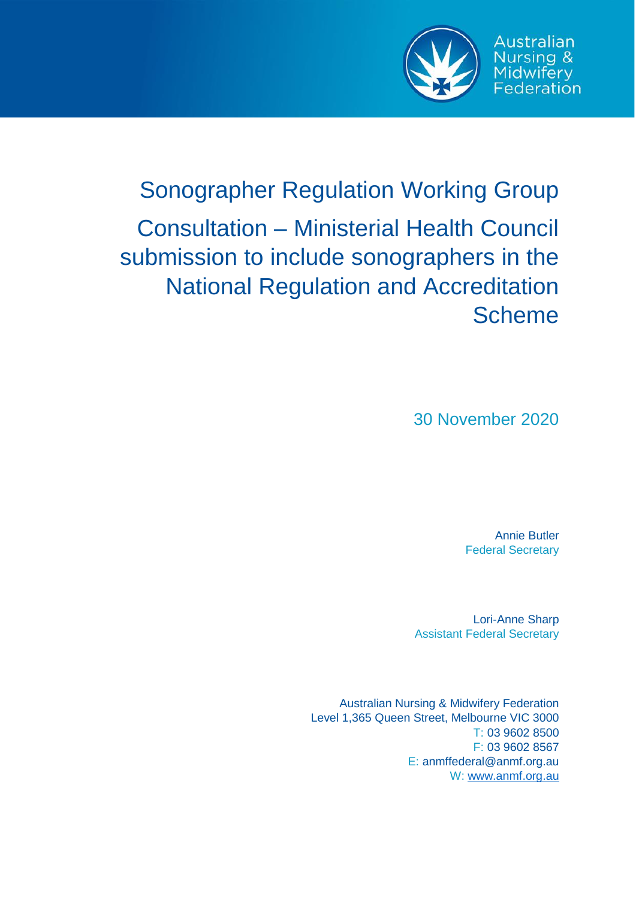Australian Nursing & Midwifery Federation

# Sonographer Regulation Working Group

# Consultation – Ministerial Health Council submission to include sonographers in the National Regulation and Accreditation Scheme

30 November 2020

Annie Butler
Federal Secretary

Lori-Anne Sharp
Assistant Federal Secretary

Australian Nursing & Midwifery Federation
Level 1,365 Queen Street, Melbourne VIC 3000
T: 03 9602 8500
F: 03 9602 8567
E: anmffederal@anmf.org.au
W: www.anmf.org.au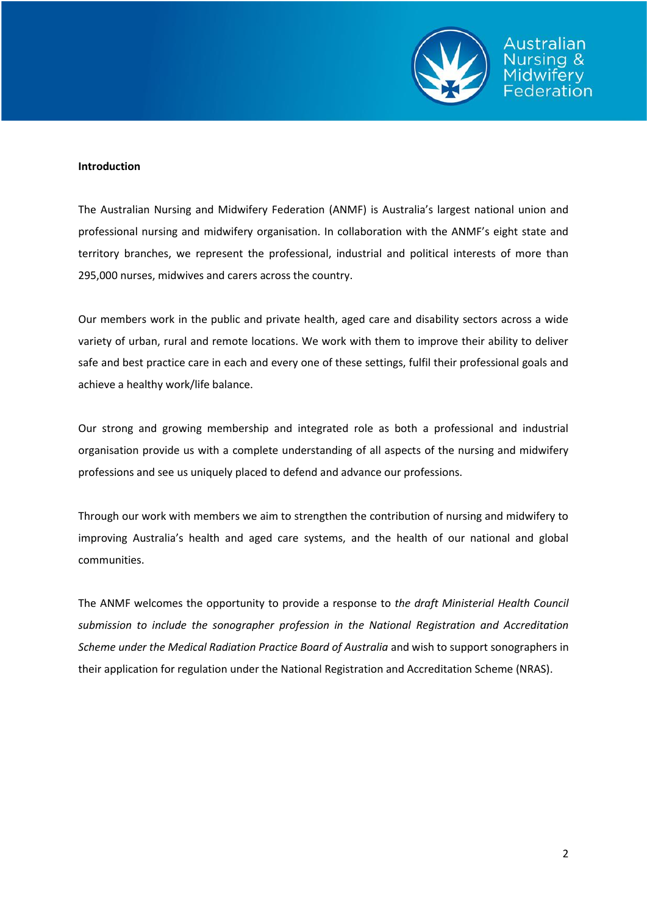**Introduction**

The Australian Nursing and Midwifery Federation (ANMF) is Australia's largest national union and professional nursing and midwifery organisation. In collaboration with the ANMF's eight state and territory branches, we represent the professional, industrial and political interests of more than 295,000 nurses, midwives and carers across the country.

Our members work in the public and private health, aged care and disability sectors across a wide variety of urban, rural and remote locations. We work with them to improve their ability to deliver safe and best practice care in each and every one of these settings, fulfil their professional goals and achieve a healthy work/life balance.

Our strong and growing membership and integrated role as both a professional and industrial organisation provide us with a complete understanding of all aspects of the nursing and midwifery professions and see us uniquely placed to defend and advance our professions.

Through our work with members we aim to strengthen the contribution of nursing and midwifery to improving Australia's health and aged care systems, and the health of our national and global communities.

The ANMF welcomes the opportunity to provide a response to *the draft Ministerial Health Council submission to include the sonographer profession in the National Registration and Accreditation Scheme under the Medical Radiation Practice Board of Australia* and wish to support sonographers in their application for regulation under the National Registration and Accreditation Scheme (NRAS).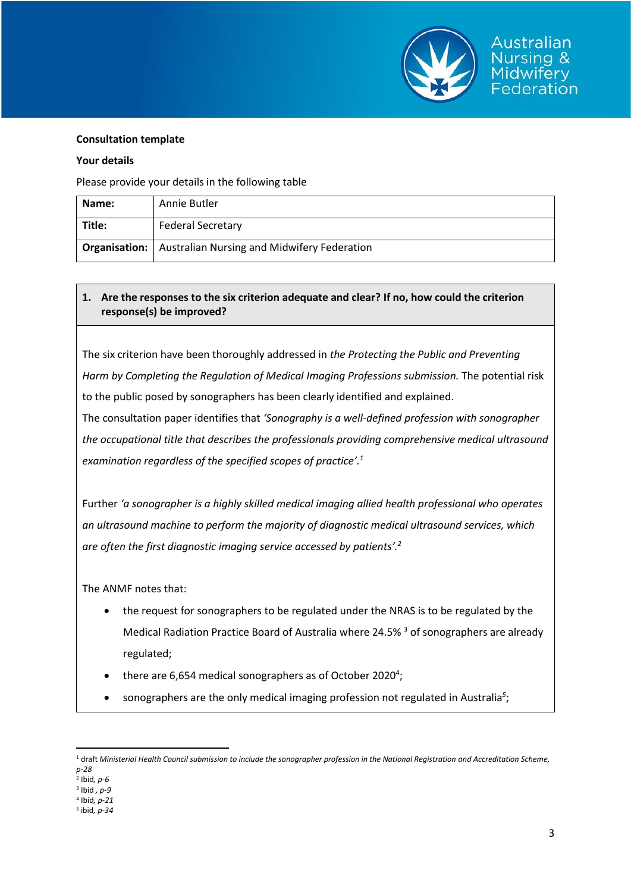**Consultation template**

**Your details**

Please provide your details in the following table

| **Name:** | Annie Butler |
|---|---|
| **Title:** | Federal Secretary |
| **Organisation:** | Australian Nursing and Midwifery Federation |

**1. Are the responses to the six criterion adequate and clear? If no, how could the criterion response(s) be improved?**

The six criterion have been thoroughly addressed in *the Protecting the Public and Preventing Harm by Completing the Regulation of Medical Imaging Professions submission.* The potential risk to the public posed by sonographers has been clearly identified and explained.

The consultation paper identifies that *'Sonography is a well-defined profession with sonographer the occupational title that describes the professionals providing comprehensive medical ultrasound examination regardless of the specified scopes of practice'.*[1]

Further *'a sonographer is a highly skilled medical imaging allied health professional who operates an ultrasound machine to perform the majority of diagnostic medical ultrasound services, which are often the first diagnostic imaging service accessed by patients'.*[2]

The ANMF notes that:

- the request for sonographers to be regulated under the NRAS is to be regulated by the Medical Radiation Practice Board of Australia where 24.5% [3] of sonographers are already regulated;
- there are 6,654 medical sonographers as of October 2020[4];
- sonographers are the only medical imaging profession not regulated in Australia[5];

[1] draft *Ministerial Health Council submission to include the sonographer profession in the National Registration and Accreditation Scheme, p-28*

[2] Ibid, *p-6*

[3] Ibid , *p-9*

[4] Ibid, *p-21*

[5] ibid, *p-34*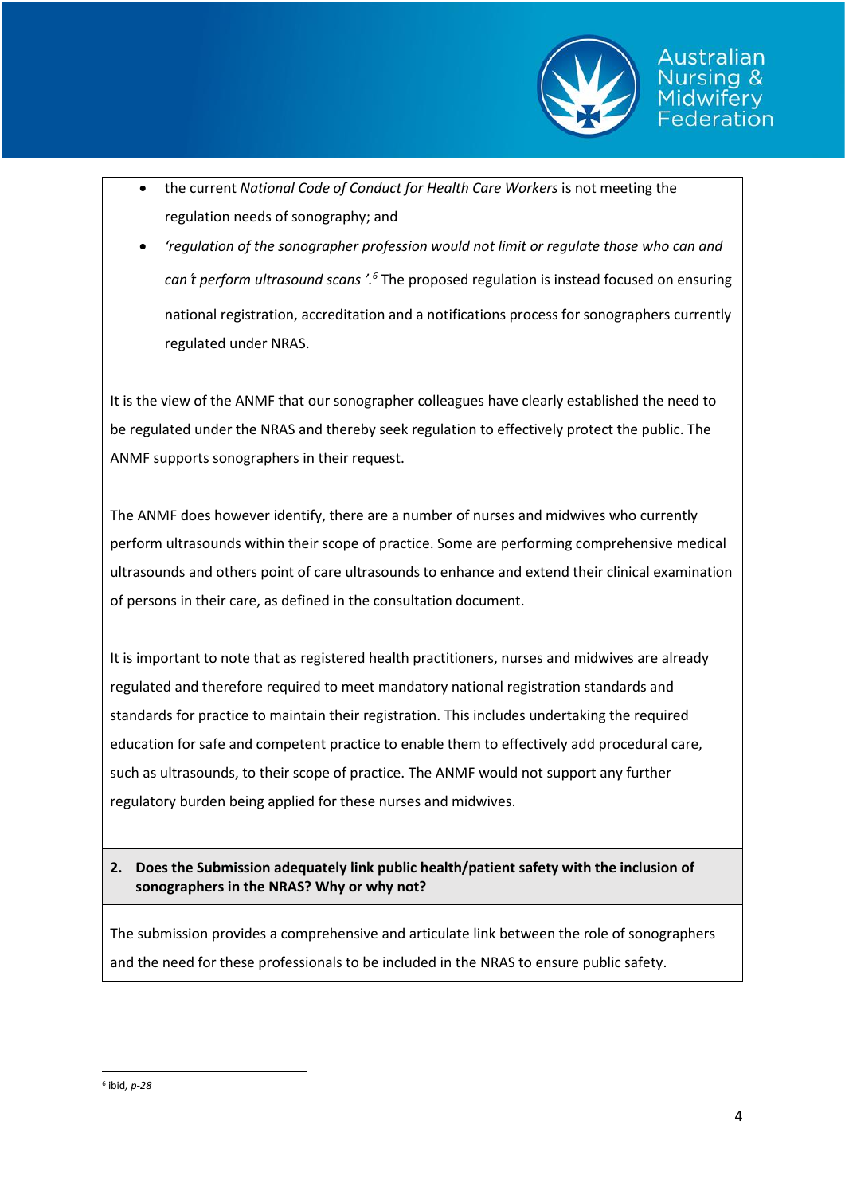- the current *National Code of Conduct for Health Care Workers* is not meeting the regulation needs of sonography; and
- *'regulation of the sonographer profession would not limit or regulate those who can and can't perform ultrasound scans'*.[6] The proposed regulation is instead focused on ensuring national registration, accreditation and a notifications process for sonographers currently regulated under NRAS.

It is the view of the ANMF that our sonographer colleagues have clearly established the need to be regulated under the NRAS and thereby seek regulation to effectively protect the public. The ANMF supports sonographers in their request.

The ANMF does however identify, there are a number of nurses and midwives who currently perform ultrasounds within their scope of practice. Some are performing comprehensive medical ultrasounds and others point of care ultrasounds to enhance and extend their clinical examination of persons in their care, as defined in the consultation document.

It is important to note that as registered health practitioners, nurses and midwives are already regulated and therefore required to meet mandatory national registration standards and standards for practice to maintain their registration. This includes undertaking the required education for safe and competent practice to enable them to effectively add procedural care, such as ultrasounds, to their scope of practice. The ANMF would not support any further regulatory burden being applied for these nurses and midwives.

**2. Does the Submission adequately link public health/patient safety with the inclusion of sonographers in the NRAS? Why or why not?**

The submission provides a comprehensive and articulate link between the role of sonographers and the need for these professionals to be included in the NRAS to ensure public safety.

---

[6] ibid, *p-28*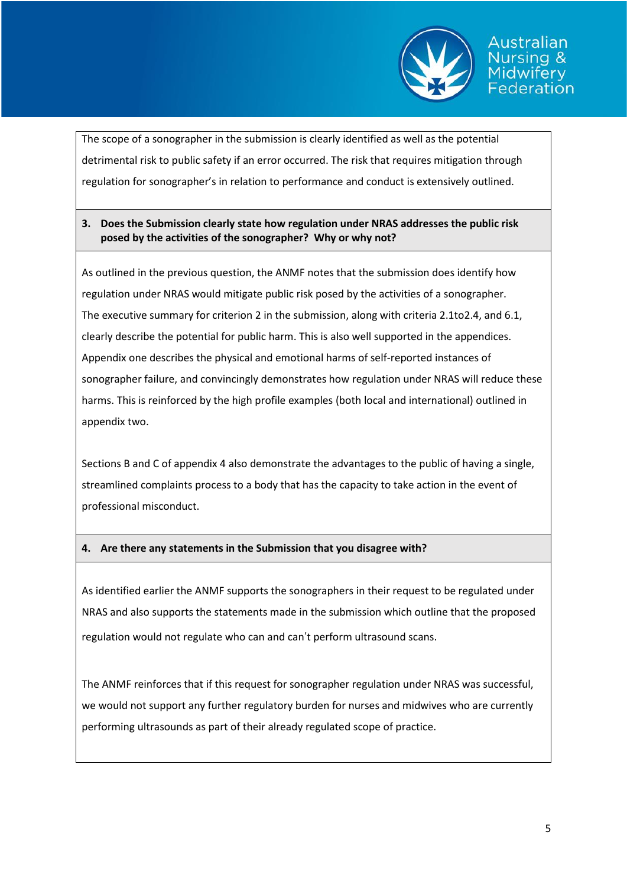The scope of a sonographer in the submission is clearly identified as well as the potential detrimental risk to public safety if an error occurred. The risk that requires mitigation through regulation for sonographer's in relation to performance and conduct is extensively outlined.

**3. Does the Submission clearly state how regulation under NRAS addresses the public risk posed by the activities of the sonographer? Why or why not?**

As outlined in the previous question, the ANMF notes that the submission does identify how regulation under NRAS would mitigate public risk posed by the activities of a sonographer. The executive summary for criterion 2 in the submission, along with criteria 2.1to2.4, and 6.1, clearly describe the potential for public harm. This is also well supported in the appendices. Appendix one describes the physical and emotional harms of self-reported instances of sonographer failure, and convincingly demonstrates how regulation under NRAS will reduce these harms. This is reinforced by the high profile examples (both local and international) outlined in appendix two.

Sections B and C of appendix 4 also demonstrate the advantages to the public of having a single, streamlined complaints process to a body that has the capacity to take action in the event of professional misconduct.

**4. Are there any statements in the Submission that you disagree with?**

As identified earlier the ANMF supports the sonographers in their request to be regulated under NRAS and also supports the statements made in the submission which outline that the proposed regulation would not regulate who can and can't perform ultrasound scans.

The ANMF reinforces that if this request for sonographer regulation under NRAS was successful, we would not support any further regulatory burden for nurses and midwives who are currently performing ultrasounds as part of their already regulated scope of practice.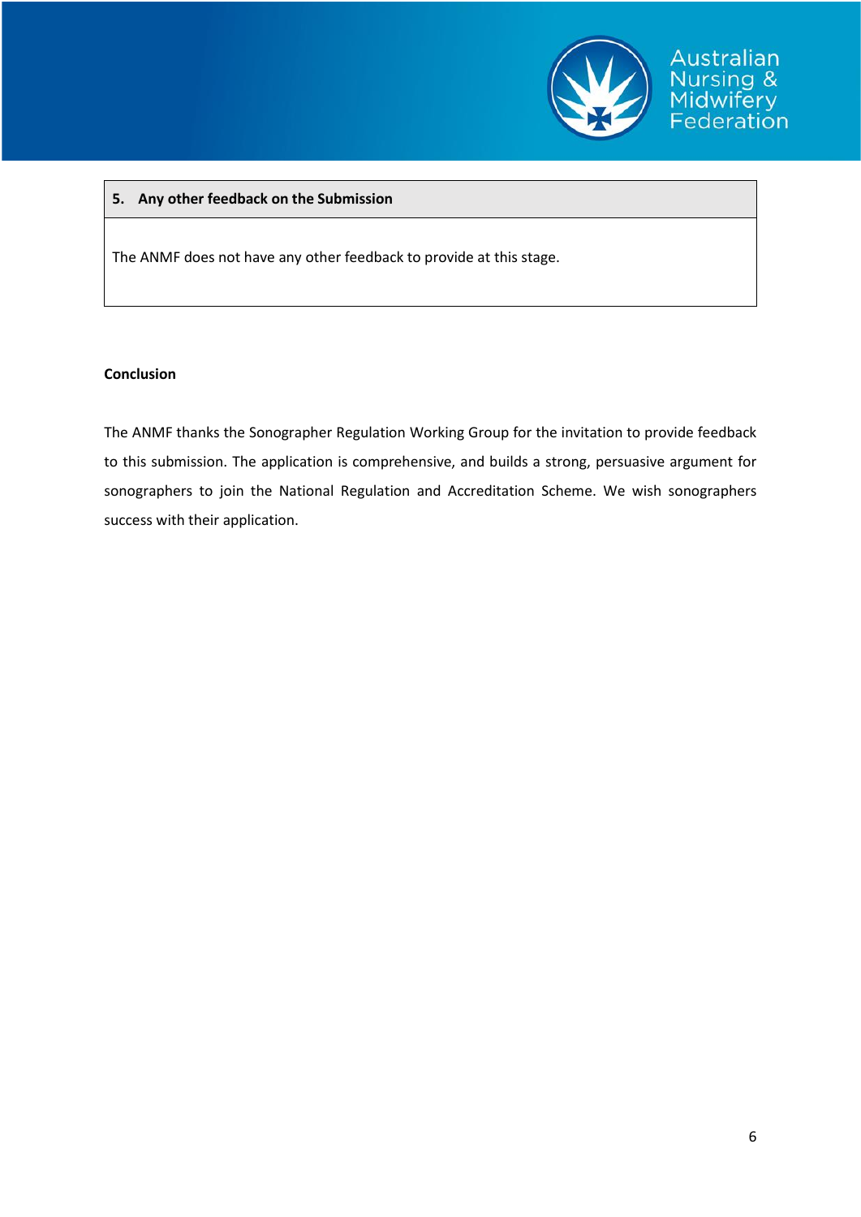| 5. Any other feedback on the Submission |
| --- |
| The ANMF does not have any other feedback to provide at this stage. |

**Conclusion**

The ANMF thanks the Sonographer Regulation Working Group for the invitation to provide feedback to this submission. The application is comprehensive, and builds a strong, persuasive argument for sonographers to join the National Regulation and Accreditation Scheme. We wish sonographers success with their application.